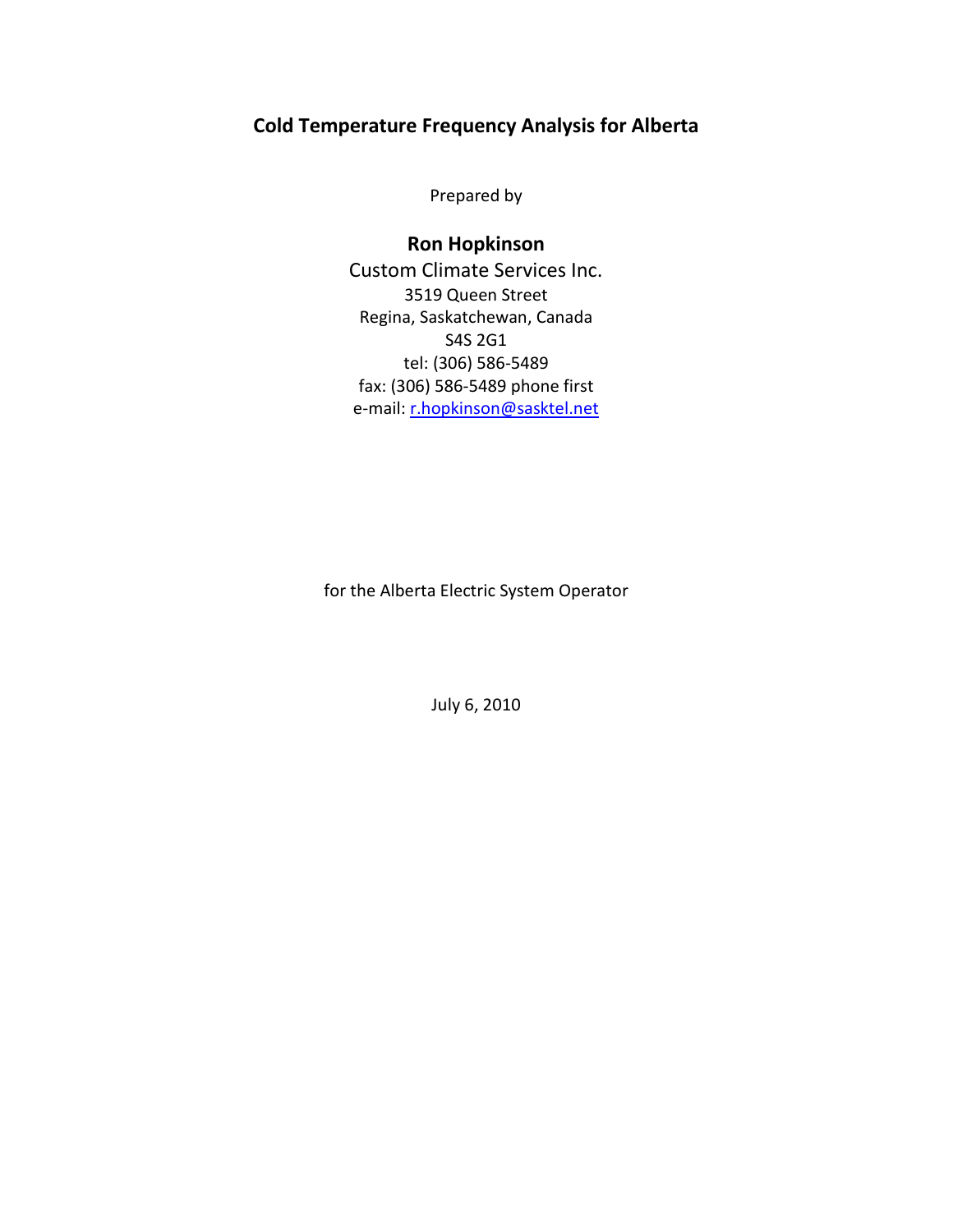# Cold Temperature Frequency Analysis for Alberta

Prepared by

**Ron Hopkinson**

Custom Climate Services Inc.
3519 Queen Street
Regina, Saskatchewan, Canada
S4S 2G1
tel: (306) 586-5489
fax: (306) 586-5489 phone first
e-mail: r.hopkinson@sasktel.net

for the Alberta Electric System Operator

July 6, 2010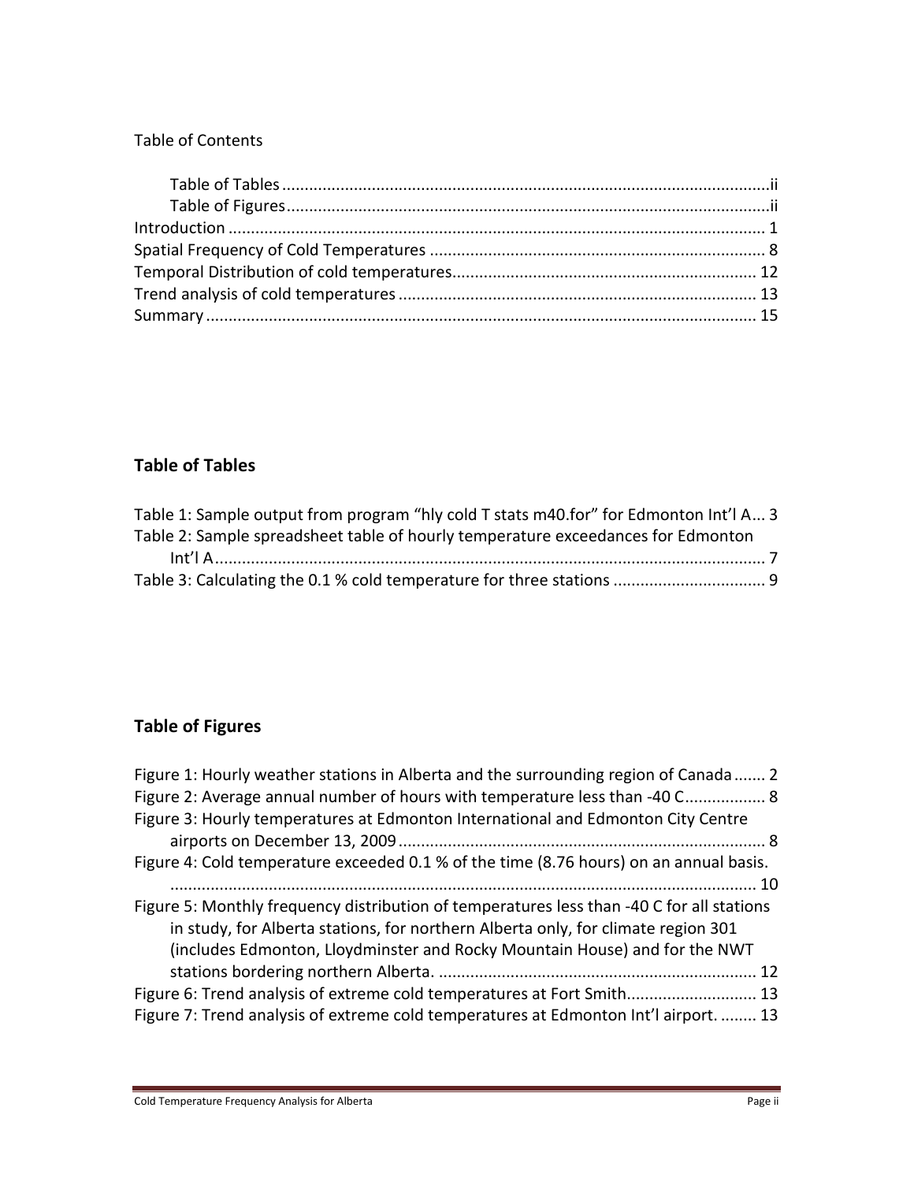Table of Contents

- Table of Tables .......... ii
- Table of Figures .......... ii
- Introduction .......... 1
- Spatial Frequency of Cold Temperatures .......... 8
- Temporal Distribution of cold temperatures .......... 12
- Trend analysis of cold temperatures .......... 13
- Summary .......... 15

## Table of Tables

Table 1: Sample output from program "hly cold T stats m40.for" for Edmonton Int'l A... 3

Table 2: Sample spreadsheet table of hourly temperature exceedances for Edmonton Int'l A .......... 7

Table 3: Calculating the 0.1 % cold temperature for three stations .......... 9

## Table of Figures

Figure 1: Hourly weather stations in Alberta and the surrounding region of Canada ....... 2

Figure 2: Average annual number of hours with temperature less than -40 C .......... 8

Figure 3: Hourly temperatures at Edmonton International and Edmonton City Centre airports on December 13, 2009 .......... 8

Figure 4: Cold temperature exceeded 0.1 % of the time (8.76 hours) on an annual basis. .......... 10

Figure 5: Monthly frequency distribution of temperatures less than -40 C for all stations in study, for Alberta stations, for northern Alberta only, for climate region 301 (includes Edmonton, Lloydminster and Rocky Mountain House) and for the NWT stations bordering northern Alberta. .......... 12

Figure 6: Trend analysis of extreme cold temperatures at Fort Smith .......... 13

Figure 7: Trend analysis of extreme cold temperatures at Edmonton Int'l airport. ........ 13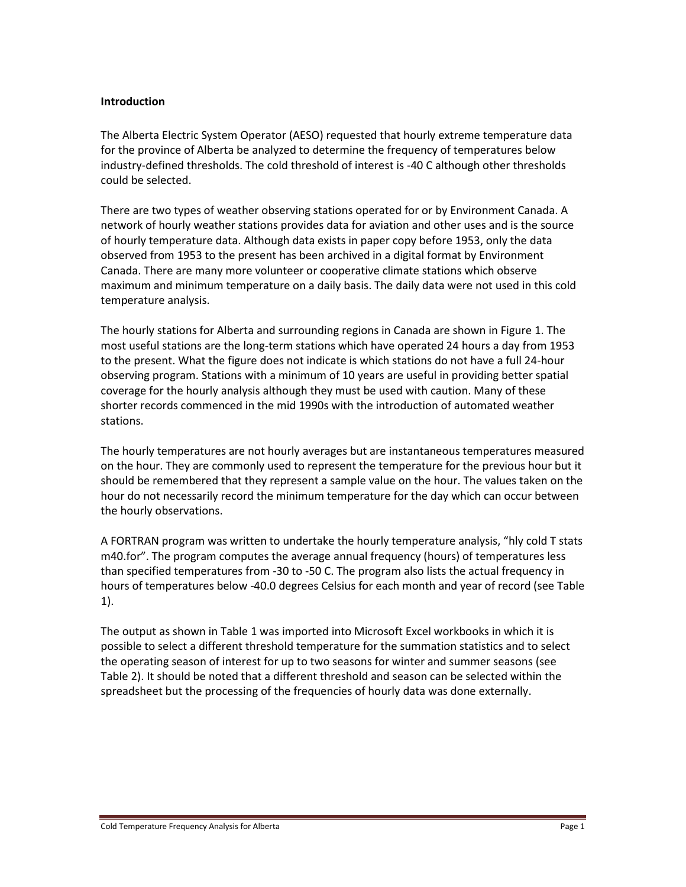**Introduction**

The Alberta Electric System Operator (AESO) requested that hourly extreme temperature data for the province of Alberta be analyzed to determine the frequency of temperatures below industry-defined thresholds. The cold threshold of interest is -40 C although other thresholds could be selected.

There are two types of weather observing stations operated for or by Environment Canada. A network of hourly weather stations provides data for aviation and other uses and is the source of hourly temperature data. Although data exists in paper copy before 1953, only the data observed from 1953 to the present has been archived in a digital format by Environment Canada. There are many more volunteer or cooperative climate stations which observe maximum and minimum temperature on a daily basis. The daily data were not used in this cold temperature analysis.

The hourly stations for Alberta and surrounding regions in Canada are shown in Figure 1. The most useful stations are the long-term stations which have operated 24 hours a day from 1953 to the present. What the figure does not indicate is which stations do not have a full 24-hour observing program. Stations with a minimum of 10 years are useful in providing better spatial coverage for the hourly analysis although they must be used with caution. Many of these shorter records commenced in the mid 1990s with the introduction of automated weather stations.

The hourly temperatures are not hourly averages but are instantaneous temperatures measured on the hour. They are commonly used to represent the temperature for the previous hour but it should be remembered that they represent a sample value on the hour. The values taken on the hour do not necessarily record the minimum temperature for the day which can occur between the hourly observations.

A FORTRAN program was written to undertake the hourly temperature analysis, "hly cold T stats m40.for". The program computes the average annual frequency (hours) of temperatures less than specified temperatures from -30 to -50 C. The program also lists the actual frequency in hours of temperatures below -40.0 degrees Celsius for each month and year of record (see Table 1).

The output as shown in Table 1 was imported into Microsoft Excel workbooks in which it is possible to select a different threshold temperature for the summation statistics and to select the operating season of interest for up to two seasons for winter and summer seasons (see Table 2). It should be noted that a different threshold and season can be selected within the spreadsheet but the processing of the frequencies of hourly data was done externally.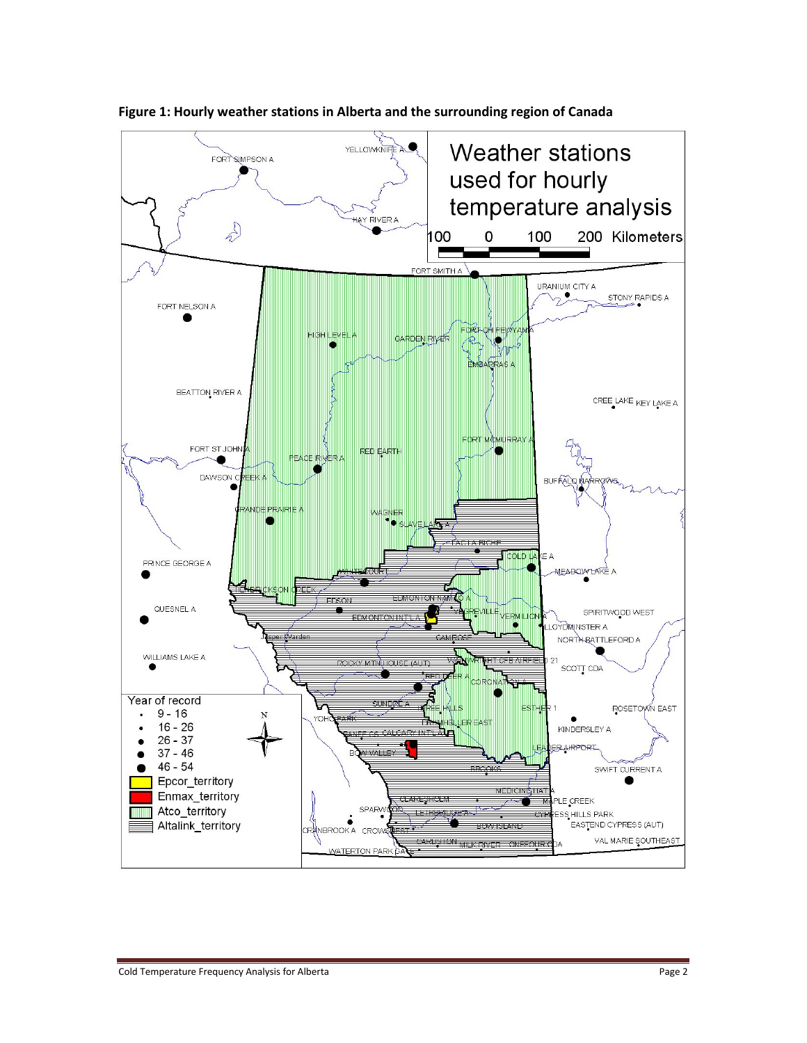**Figure 1: Hourly weather stations in Alberta and the surrounding region of Canada**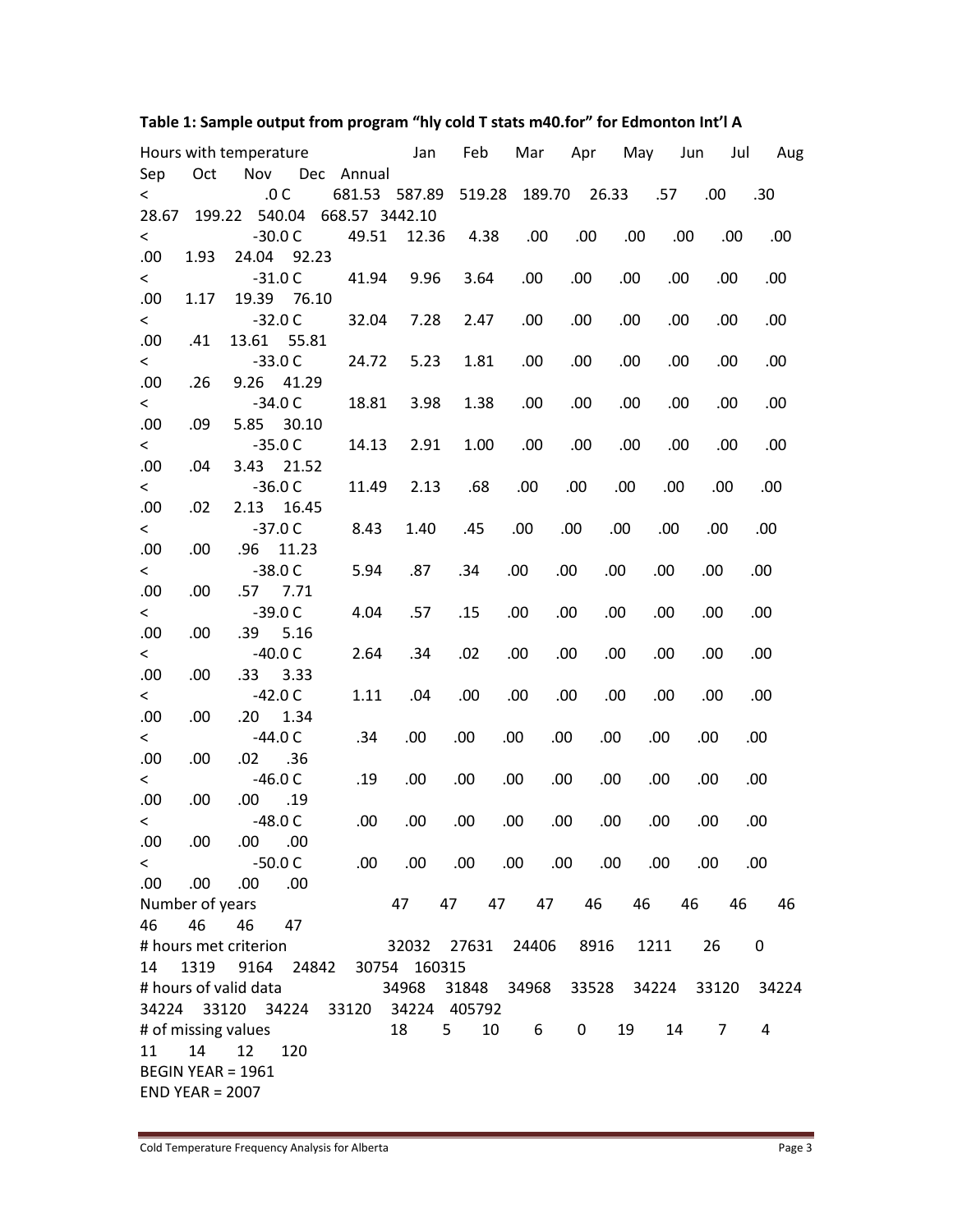**Table 1: Sample output from program "hly cold T stats m40.for" for Edmonton Int'l A**

| Hours with temperature | Jan | Feb | Mar | Apr | May | Jun | Jul | Aug | Sep | Oct | Nov | Dec | Annual |
|---|---|---|---|---|---|---|---|---|---|---|---|---|---|
| < .0 C | 681.53 | 587.89 | 519.28 | 189.70 | 26.33 | .57 | .00 | .30 | 28.67 | 199.22 | 540.04 | 668.57 | 3442.10 |
| < -30.0 C | 49.51 | 12.36 | 4.38 | .00 | .00 | .00 | .00 | .00 | .00 | .00 | 1.93 | 24.04 | 92.23 |
| < -31.0 C | 41.94 | 9.96 | 3.64 | .00 | .00 | .00 | .00 | .00 | .00 | .00 | 1.17 | 19.39 | 76.10 |
| < -32.0 C | 32.04 | 7.28 | 2.47 | .00 | .00 | .00 | .00 | .00 | .00 | .00 | .41 | 13.61 | 55.81 |
| < -33.0 C | 24.72 | 5.23 | 1.81 | .00 | .00 | .00 | .00 | .00 | .00 | .00 | .26 | 9.26 | 41.29 |
| < -34.0 C | 18.81 | 3.98 | 1.38 | .00 | .00 | .00 | .00 | .00 | .00 | .00 | .09 | 5.85 | 30.10 |
| < -35.0 C | 14.13 | 2.91 | 1.00 | .00 | .00 | .00 | .00 | .00 | .00 | .00 | .04 | 3.43 | 21.52 |
| < -36.0 C | 11.49 | 2.13 | .68 | .00 | .00 | .00 | .00 | .00 | .00 | .00 | .02 | 2.13 | 16.45 |
| < -37.0 C | 8.43 | 1.40 | .45 | .00 | .00 | .00 | .00 | .00 | .00 | .00 | .00 | .96 | 11.23 |
| < -38.0 C | 5.94 | .87 | .34 | .00 | .00 | .00 | .00 | .00 | .00 | .00 | .00 | .57 | 7.71 |
| < -39.0 C | 4.04 | .57 | .15 | .00 | .00 | .00 | .00 | .00 | .00 | .00 | .00 | .39 | 5.16 |
| < -40.0 C | 2.64 | .34 | .02 | .00 | .00 | .00 | .00 | .00 | .00 | .00 | .00 | .33 | 3.33 |
| < -42.0 C | 1.11 | .04 | .00 | .00 | .00 | .00 | .00 | .00 | .00 | .00 | .00 | .20 | 1.34 |
| < -44.0 C | .34 | .00 | .00 | .00 | .00 | .00 | .00 | .00 | .00 | .00 | .00 | .02 | .36 |
| < -46.0 C | .19 | .00 | .00 | .00 | .00 | .00 | .00 | .00 | .00 | .00 | .00 | .00 | .19 |
| < -48.0 C | .00 | .00 | .00 | .00 | .00 | .00 | .00 | .00 | .00 | .00 | .00 | .00 | .00 |
| < -50.0 C | .00 | .00 | .00 | .00 | .00 | .00 | .00 | .00 | .00 | .00 | .00 | .00 | .00 |
| Number of years | 47 | 47 | 47 | 47 | 46 | 46 | 46 | 46 | 46 | 46 | 46 | 46 | 47 |
| # hours met criterion | 32032 | 27631 | 24406 | 8916 | 1211 | 26 | 0 | 14 | 1319 | 9164 | 24842 | 30754 | 160315 |
| # hours of valid data | 34968 | 31848 | 34968 | 33528 | 34224 | 33120 | 34224 | 34224 | 33120 | 34224 | 33120 | 34224 | 405792 |
| # of missing values | 18 | 5 | 10 | 6 | 0 | 19 | 14 | 7 | 4 | 11 | 14 | 12 | 120 |

BEGIN YEAR = 1961
END YEAR = 2007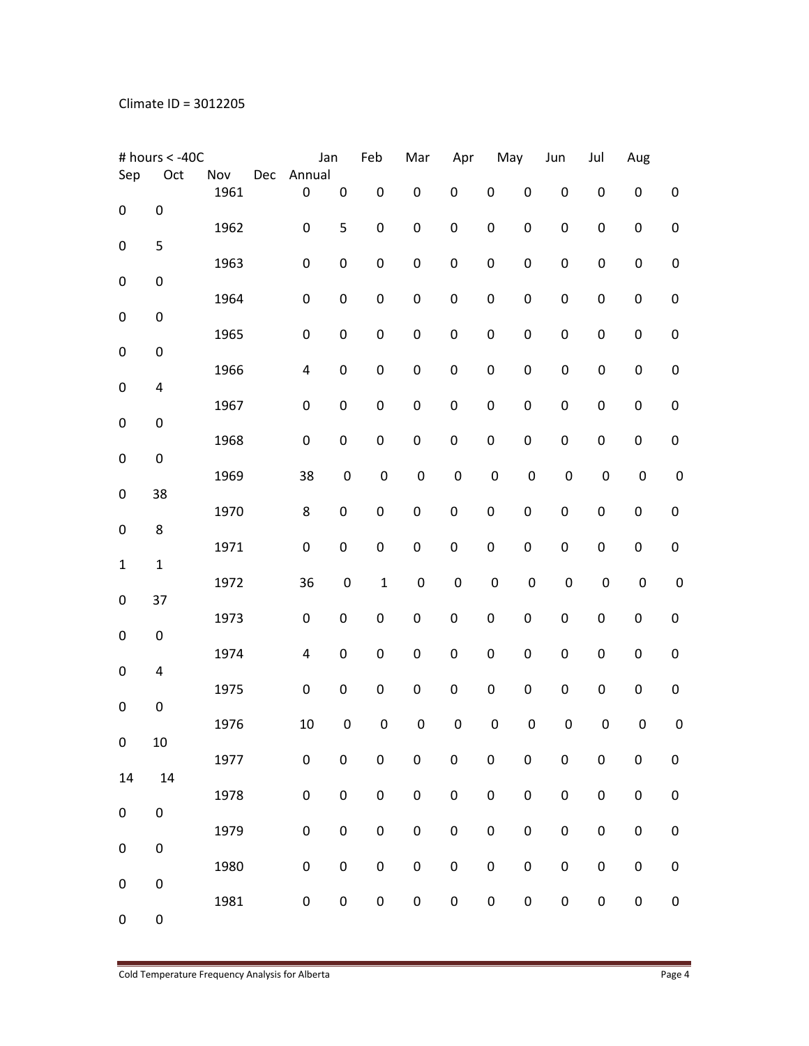Climate ID = 3012205

| # hours < -40C | Jan | Feb | Mar | Apr | May | Jun | Jul | Aug | Sep | Oct | Nov | Dec | Annual |
|---|---|---|---|---|---|---|---|---|---|---|---|---|---|
| 1961 | 0 | 0 | 0 | 0 | 0 | 0 | 0 | 0 | 0 | 0 | 0 | 0 | 0 |
| 1962 | 0 | 5 | 0 | 0 | 0 | 0 | 0 | 0 | 0 | 0 | 0 | 0 | 5 |
| 1963 | 0 | 0 | 0 | 0 | 0 | 0 | 0 | 0 | 0 | 0 | 0 | 0 | 0 |
| 1964 | 0 | 0 | 0 | 0 | 0 | 0 | 0 | 0 | 0 | 0 | 0 | 0 | 0 |
| 1965 | 0 | 0 | 0 | 0 | 0 | 0 | 0 | 0 | 0 | 0 | 0 | 0 | 0 |
| 1966 | 4 | 0 | 0 | 0 | 0 | 0 | 0 | 0 | 0 | 0 | 0 | 0 | 4 |
| 1967 | 0 | 0 | 0 | 0 | 0 | 0 | 0 | 0 | 0 | 0 | 0 | 0 | 0 |
| 1968 | 0 | 0 | 0 | 0 | 0 | 0 | 0 | 0 | 0 | 0 | 0 | 0 | 0 |
| 1969 | 38 | 0 | 0 | 0 | 0 | 0 | 0 | 0 | 0 | 0 | 0 | 0 | 38 |
| 1970 | 8 | 0 | 0 | 0 | 0 | 0 | 0 | 0 | 0 | 0 | 0 | 0 | 8 |
| 1971 | 0 | 0 | 0 | 0 | 0 | 0 | 0 | 0 | 0 | 0 | 0 | 1 | 1 |
| 1972 | 36 | 0 | 1 | 0 | 0 | 0 | 0 | 0 | 0 | 0 | 0 | 0 | 37 |
| 1973 | 0 | 0 | 0 | 0 | 0 | 0 | 0 | 0 | 0 | 0 | 0 | 0 | 0 |
| 1974 | 4 | 0 | 0 | 0 | 0 | 0 | 0 | 0 | 0 | 0 | 0 | 0 | 4 |
| 1975 | 0 | 0 | 0 | 0 | 0 | 0 | 0 | 0 | 0 | 0 | 0 | 0 | 0 |
| 1976 | 10 | 0 | 0 | 0 | 0 | 0 | 0 | 0 | 0 | 0 | 0 | 0 | 10 |
| 1977 | 0 | 0 | 0 | 0 | 0 | 0 | 0 | 0 | 0 | 0 | 0 | 14 | 14 |
| 1978 | 0 | 0 | 0 | 0 | 0 | 0 | 0 | 0 | 0 | 0 | 0 | 0 | 0 |
| 1979 | 0 | 0 | 0 | 0 | 0 | 0 | 0 | 0 | 0 | 0 | 0 | 0 | 0 |
| 1980 | 0 | 0 | 0 | 0 | 0 | 0 | 0 | 0 | 0 | 0 | 0 | 0 | 0 |
| 1981 | 0 | 0 | 0 | 0 | 0 | 0 | 0 | 0 | 0 | 0 | 0 | 0 | 0 |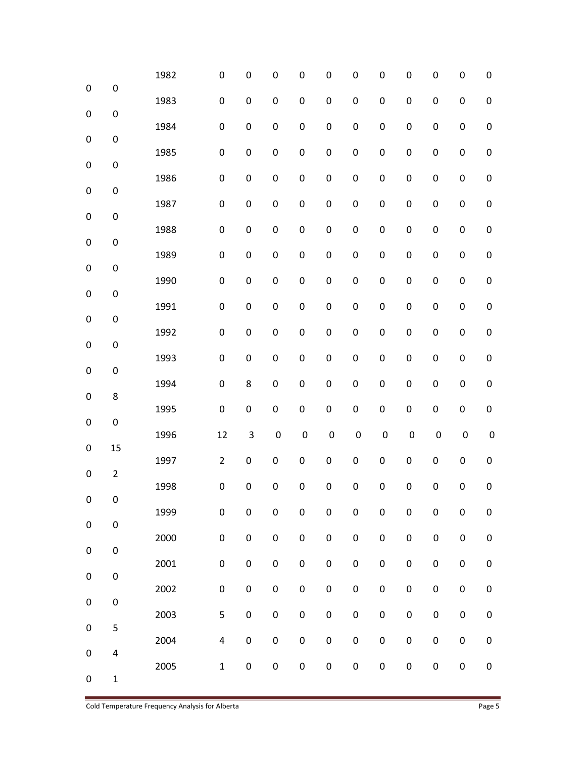| | | | | | | | | | | | | | |
|---|---|---|---|---|---|---|---|---|---|---|---|---|---|
| 1982 | 0 | 0 | 0 | 0 | 0 | 0 | 0 | 0 | 0 | 0 | 0 | 0 | 0 |
| 1983 | 0 | 0 | 0 | 0 | 0 | 0 | 0 | 0 | 0 | 0 | 0 | 0 | 0 |
| 1984 | 0 | 0 | 0 | 0 | 0 | 0 | 0 | 0 | 0 | 0 | 0 | 0 | 0 |
| 1985 | 0 | 0 | 0 | 0 | 0 | 0 | 0 | 0 | 0 | 0 | 0 | 0 | 0 |
| 1986 | 0 | 0 | 0 | 0 | 0 | 0 | 0 | 0 | 0 | 0 | 0 | 0 | 0 |
| 1987 | 0 | 0 | 0 | 0 | 0 | 0 | 0 | 0 | 0 | 0 | 0 | 0 | 0 |
| 1988 | 0 | 0 | 0 | 0 | 0 | 0 | 0 | 0 | 0 | 0 | 0 | 0 | 0 |
| 1989 | 0 | 0 | 0 | 0 | 0 | 0 | 0 | 0 | 0 | 0 | 0 | 0 | 0 |
| 1990 | 0 | 0 | 0 | 0 | 0 | 0 | 0 | 0 | 0 | 0 | 0 | 0 | 0 |
| 1991 | 0 | 0 | 0 | 0 | 0 | 0 | 0 | 0 | 0 | 0 | 0 | 0 | 0 |
| 1992 | 0 | 0 | 0 | 0 | 0 | 0 | 0 | 0 | 0 | 0 | 0 | 0 | 0 |
| 1993 | 0 | 0 | 0 | 0 | 0 | 0 | 0 | 0 | 0 | 0 | 0 | 0 | 0 |
| 1994 | 0 | 8 | 0 | 0 | 0 | 0 | 0 | 0 | 0 | 0 | 0 | 0 | 8 |
| 1995 | 0 | 0 | 0 | 0 | 0 | 0 | 0 | 0 | 0 | 0 | 0 | 0 | 0 |
| 1996 | 12 | 3 | 0 | 0 | 0 | 0 | 0 | 0 | 0 | 0 | 0 | 0 | 15 |
| 1997 | 2 | 0 | 0 | 0 | 0 | 0 | 0 | 0 | 0 | 0 | 0 | 0 | 2 |
| 1998 | 0 | 0 | 0 | 0 | 0 | 0 | 0 | 0 | 0 | 0 | 0 | 0 | 0 |
| 1999 | 0 | 0 | 0 | 0 | 0 | 0 | 0 | 0 | 0 | 0 | 0 | 0 | 0 |
| 2000 | 0 | 0 | 0 | 0 | 0 | 0 | 0 | 0 | 0 | 0 | 0 | 0 | 0 |
| 2001 | 0 | 0 | 0 | 0 | 0 | 0 | 0 | 0 | 0 | 0 | 0 | 0 | 0 |
| 2002 | 0 | 0 | 0 | 0 | 0 | 0 | 0 | 0 | 0 | 0 | 0 | 0 | 0 |
| 2003 | 5 | 0 | 0 | 0 | 0 | 0 | 0 | 0 | 0 | 0 | 0 | 0 | 5 |
| 2004 | 4 | 0 | 0 | 0 | 0 | 0 | 0 | 0 | 0 | 0 | 0 | 0 | 4 |
| 2005 | 1 | 0 | 0 | 0 | 0 | 0 | 0 | 0 | 0 | 0 | 0 | 0 | 1 |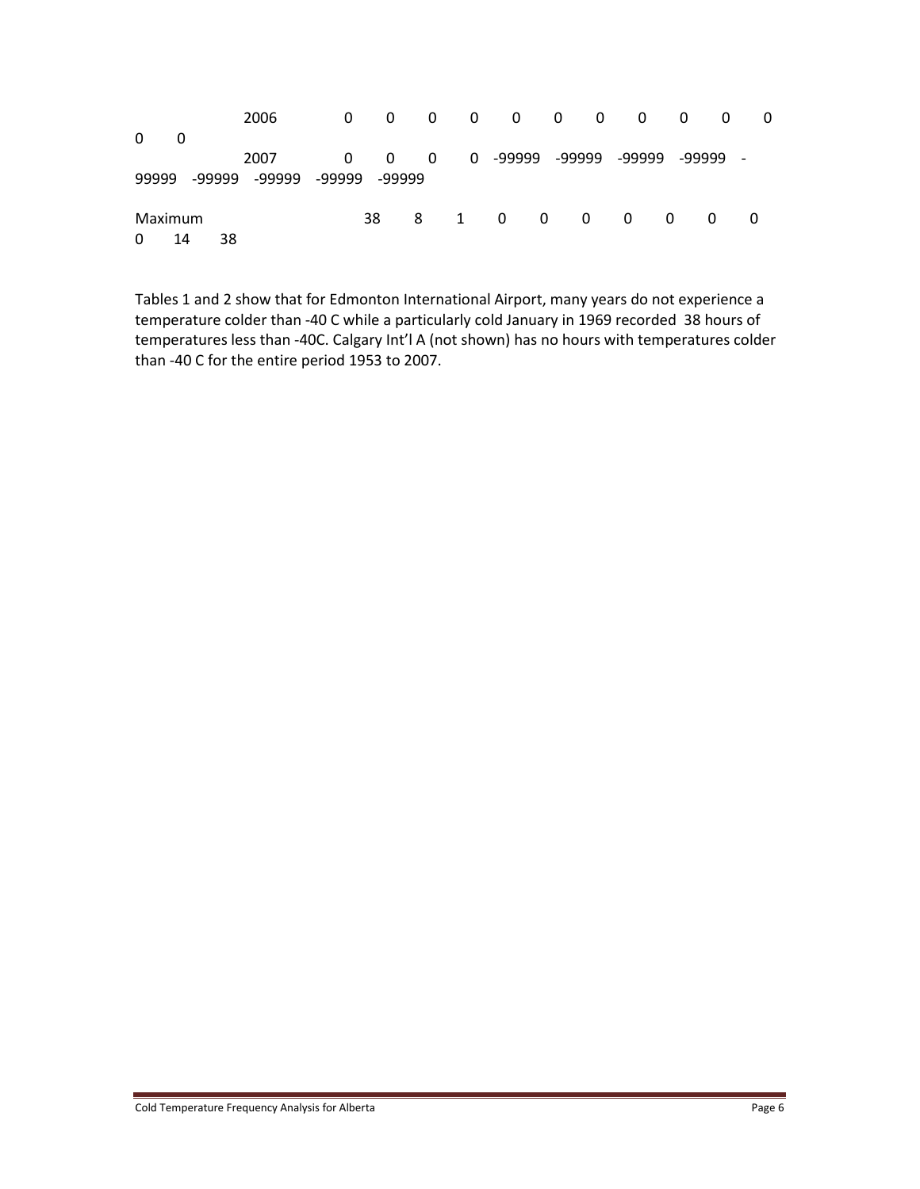| | | | | | | | | | | | | | |
|---|---|---|---|---|---|---|---|---|---|---|---|---|---|
| 2006 | 0 | 0 | 0 | 0 | 0 | 0 | 0 | 0 | 0 | 0 | 0 | 0 | 0 |
| 2007 | 0 | 0 | 0 | 0 | -99999 | -99999 | -99999 | -99999 | -99999 | -99999 | -99999 | -99999 | -99999 |
| Maximum | 38 | 8 | 1 | 0 | 0 | 0 | 0 | 0 | 0 | 0 | 0 | 14 | 38 |

Tables 1 and 2 show that for Edmonton International Airport, many years do not experience a temperature colder than -40 C while a particularly cold January in 1969 recorded 38 hours of temperatures less than -40C. Calgary Int'l A (not shown) has no hours with temperatures colder than -40 C for the entire period 1953 to 2007.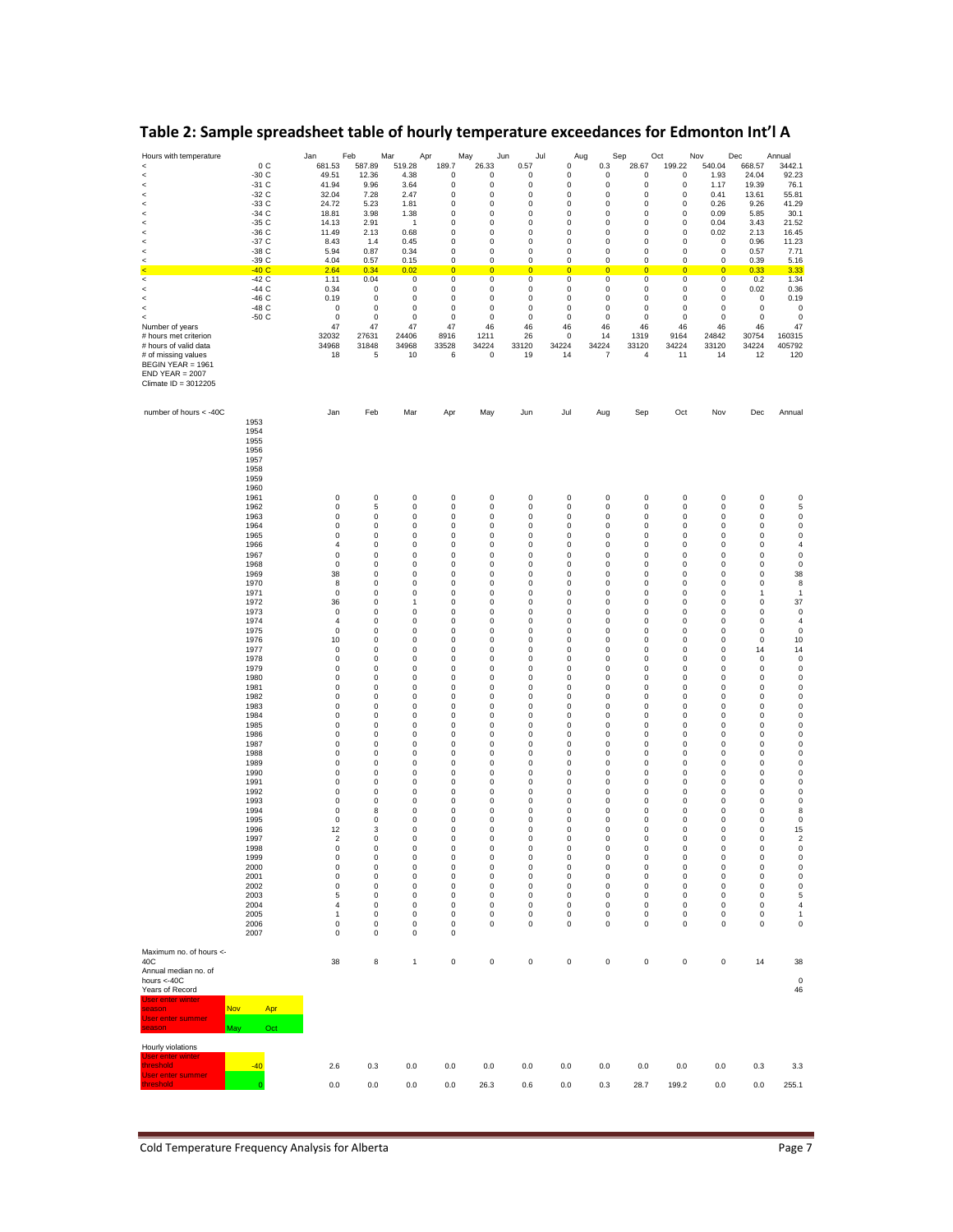## Table 2: Sample spreadsheet table of hourly temperature exceedances for Edmonton Int'l A

| Hours with temperature | | Jan | Feb | Mar | Apr | May | Jun | Jul | Aug | Sep | Oct | Nov | Dec | Annual |
|---|---|---|---|---|---|---|---|---|---|---|---|---|---|---|
| < | 0 C | 681.53 | 587.89 | 519.28 | 189.7 | 26.33 | 0.57 | 0 | 0.3 | 28.67 | 199.22 | 540.04 | 668.57 | 3442.1 |
| < | -30 C | 49.51 | 12.36 | 4.38 | 0 | 0 | 0 | 0 | 0 | 0 | 0 | 1.93 | 24.04 | 92.23 |
| < | -31 C | 41.94 | 9.96 | 3.64 | 0 | 0 | 0 | 0 | 0 | 0 | 0 | 1.17 | 19.39 | 76.1 |
| < | -32 C | 32.04 | 7.28 | 2.47 | 0 | 0 | 0 | 0 | 0 | 0 | 0 | 0.41 | 13.61 | 55.81 |
| < | -33 C | 24.72 | 5.23 | 1.81 | 0 | 0 | 0 | 0 | 0 | 0 | 0 | 0.26 | 9.26 | 41.29 |
| < | -34 C | 18.81 | 3.98 | 1.38 | 0 | 0 | 0 | 0 | 0 | 0 | 0 | 0.09 | 5.85 | 30.1 |
| < | -35 C | 14.13 | 2.91 | 1 | 0 | 0 | 0 | 0 | 0 | 0 | 0 | 0.04 | 3.43 | 21.52 |
| < | -36 C | 11.49 | 2.13 | 0.68 | 0 | 0 | 0 | 0 | 0 | 0 | 0 | 0.02 | 2.13 | 16.45 |
| < | -37 C | 8.43 | 1.4 | 0.45 | 0 | 0 | 0 | 0 | 0 | 0 | 0 | 0 | 0.96 | 11.23 |
| < | -38 C | 5.94 | 0.87 | 0.34 | 0 | 0 | 0 | 0 | 0 | 0 | 0 | 0 | 0.57 | 7.71 |
| < | -39 C | 4.04 | 0.57 | 0.15 | 0 | 0 | 0 | 0 | 0 | 0 | 0 | 0 | 0.39 | 5.16 |
| < | -40 C | 2.64 | 0.34 | 0.02 | 0 | 0 | 0 | 0 | 0 | 0 | 0 | 0 | 0.33 | 3.33 |
| < | -42 C | 1.11 | 0.04 | 0 | 0 | 0 | 0 | 0 | 0 | 0 | 0 | 0 | 0.2 | 1.34 |
| < | -44 C | 0.34 | 0 | 0 | 0 | 0 | 0 | 0 | 0 | 0 | 0 | 0 | 0.02 | 0.36 |
| < | -46 C | 0.19 | 0 | 0 | 0 | 0 | 0 | 0 | 0 | 0 | 0 | 0 | 0 | 0.19 |
| < | -48 C | 0 | 0 | 0 | 0 | 0 | 0 | 0 | 0 | 0 | 0 | 0 | 0 | 0 |
| < | -50 C | 0 | 0 | 0 | 0 | 0 | 0 | 0 | 0 | 0 | 0 | 0 | 0 | 0 |
| Number of years | | 47 | 47 | 47 | 47 | 46 | 46 | 46 | 46 | 46 | 46 | 46 | 46 | 47 |
| # hours met criterion | | 32032 | 27631 | 24406 | 8916 | 1211 | 26 | 0 | 14 | 1319 | 9164 | 24842 | 30754 | 160315 |
| # hours of valid data | | 34968 | 31848 | 34968 | 33528 | 34224 | 33120 | 34224 | 34224 | 33120 | 34224 | 33120 | 34224 | 405792 |
| # of missing values | | 18 | 5 | 10 | 6 | 0 | 19 | 14 | 7 | 4 | 11 | 14 | 12 | 120 |

BEGIN YEAR = 1961
END YEAR = 2007
Climate ID = 3012205

| number of hours < -40C | Jan | Feb | Mar | Apr | May | Jun | Jul | Aug | Sep | Oct | Nov | Dec | Annual |
|---|---|---|---|---|---|---|---|---|---|---|---|---|---|
| 1953 | | | | | | | | | | | | | |
| 1954 | | | | | | | | | | | | | |
| 1955 | | | | | | | | | | | | | |
| 1956 | | | | | | | | | | | | | |
| 1957 | | | | | | | | | | | | | |
| 1958 | | | | | | | | | | | | | |
| 1959 | | | | | | | | | | | | | |
| 1960 | | | | | | | | | | | | | |
| 1961 | 0 | 0 | 0 | 0 | 0 | 0 | 0 | 0 | 0 | 0 | 0 | 0 | 0 |
| 1962 | 0 | 5 | 0 | 0 | 0 | 0 | 0 | 0 | 0 | 0 | 0 | 0 | 5 |
| 1963 | 0 | 0 | 0 | 0 | 0 | 0 | 0 | 0 | 0 | 0 | 0 | 0 | 0 |
| 1964 | 0 | 0 | 0 | 0 | 0 | 0 | 0 | 0 | 0 | 0 | 0 | 0 | 0 |
| 1965 | 0 | 0 | 0 | 0 | 0 | 0 | 0 | 0 | 0 | 0 | 0 | 0 | 0 |
| 1966 | 4 | 0 | 0 | 0 | 0 | 0 | 0 | 0 | 0 | 0 | 0 | 0 | 4 |
| 1967 | 0 | 0 | 0 | 0 | 0 | 0 | 0 | 0 | 0 | 0 | 0 | 0 | 0 |
| 1968 | 0 | 0 | 0 | 0 | 0 | 0 | 0 | 0 | 0 | 0 | 0 | 0 | 0 |
| 1969 | 38 | 0 | 0 | 0 | 0 | 0 | 0 | 0 | 0 | 0 | 0 | 0 | 38 |
| 1970 | 8 | 0 | 0 | 0 | 0 | 0 | 0 | 0 | 0 | 0 | 0 | 0 | 8 |
| 1971 | 0 | 0 | 0 | 0 | 0 | 0 | 0 | 0 | 0 | 0 | 0 | 1 | 1 |
| 1972 | 36 | 0 | 1 | 0 | 0 | 0 | 0 | 0 | 0 | 0 | 0 | 0 | 37 |
| 1973 | 0 | 0 | 0 | 0 | 0 | 0 | 0 | 0 | 0 | 0 | 0 | 0 | 0 |
| 1974 | 4 | 0 | 0 | 0 | 0 | 0 | 0 | 0 | 0 | 0 | 0 | 0 | 4 |
| 1975 | 0 | 0 | 0 | 0 | 0 | 0 | 0 | 0 | 0 | 0 | 0 | 0 | 0 |
| 1976 | 10 | 0 | 0 | 0 | 0 | 0 | 0 | 0 | 0 | 0 | 0 | 0 | 10 |
| 1977 | 0 | 0 | 0 | 0 | 0 | 0 | 0 | 0 | 0 | 0 | 0 | 14 | 14 |
| 1978 | 0 | 0 | 0 | 0 | 0 | 0 | 0 | 0 | 0 | 0 | 0 | 0 | 0 |
| 1979 | 0 | 0 | 0 | 0 | 0 | 0 | 0 | 0 | 0 | 0 | 0 | 0 | 0 |
| 1980 | 0 | 0 | 0 | 0 | 0 | 0 | 0 | 0 | 0 | 0 | 0 | 0 | 0 |
| 1981 | 0 | 0 | 0 | 0 | 0 | 0 | 0 | 0 | 0 | 0 | 0 | 0 | 0 |
| 1982 | 0 | 0 | 0 | 0 | 0 | 0 | 0 | 0 | 0 | 0 | 0 | 0 | 0 |
| 1983 | 0 | 0 | 0 | 0 | 0 | 0 | 0 | 0 | 0 | 0 | 0 | 0 | 0 |
| 1984 | 0 | 0 | 0 | 0 | 0 | 0 | 0 | 0 | 0 | 0 | 0 | 0 | 0 |
| 1985 | 0 | 0 | 0 | 0 | 0 | 0 | 0 | 0 | 0 | 0 | 0 | 0 | 0 |
| 1986 | 0 | 0 | 0 | 0 | 0 | 0 | 0 | 0 | 0 | 0 | 0 | 0 | 0 |
| 1987 | 0 | 0 | 0 | 0 | 0 | 0 | 0 | 0 | 0 | 0 | 0 | 0 | 0 |
| 1988 | 0 | 0 | 0 | 0 | 0 | 0 | 0 | 0 | 0 | 0 | 0 | 0 | 0 |
| 1989 | 0 | 0 | 0 | 0 | 0 | 0 | 0 | 0 | 0 | 0 | 0 | 0 | 0 |
| 1990 | 0 | 0 | 0 | 0 | 0 | 0 | 0 | 0 | 0 | 0 | 0 | 0 | 0 |
| 1991 | 0 | 0 | 0 | 0 | 0 | 0 | 0 | 0 | 0 | 0 | 0 | 0 | 0 |
| 1992 | 0 | 0 | 0 | 0 | 0 | 0 | 0 | 0 | 0 | 0 | 0 | 0 | 0 |
| 1993 | 0 | 0 | 0 | 0 | 0 | 0 | 0 | 0 | 0 | 0 | 0 | 0 | 0 |
| 1994 | 0 | 8 | 0 | 0 | 0 | 0 | 0 | 0 | 0 | 0 | 0 | 0 | 8 |
| 1995 | 0 | 0 | 0 | 0 | 0 | 0 | 0 | 0 | 0 | 0 | 0 | 0 | 0 |
| 1996 | 12 | 3 | 0 | 0 | 0 | 0 | 0 | 0 | 0 | 0 | 0 | 0 | 15 |
| 1997 | 2 | 0 | 0 | 0 | 0 | 0 | 0 | 0 | 0 | 0 | 0 | 0 | 2 |
| 1998 | 0 | 0 | 0 | 0 | 0 | 0 | 0 | 0 | 0 | 0 | 0 | 0 | 0 |
| 1999 | 0 | 0 | 0 | 0 | 0 | 0 | 0 | 0 | 0 | 0 | 0 | 0 | 0 |
| 2000 | 0 | 0 | 0 | 0 | 0 | 0 | 0 | 0 | 0 | 0 | 0 | 0 | 0 |
| 2001 | 0 | 0 | 0 | 0 | 0 | 0 | 0 | 0 | 0 | 0 | 0 | 0 | 0 |
| 2002 | 0 | 0 | 0 | 0 | 0 | 0 | 0 | 0 | 0 | 0 | 0 | 0 | 0 |
| 2003 | 5 | 0 | 0 | 0 | 0 | 0 | 0 | 0 | 0 | 0 | 0 | 0 | 5 |
| 2004 | 4 | 0 | 0 | 0 | 0 | 0 | 0 | 0 | 0 | 0 | 0 | 0 | 4 |
| 2005 | 1 | 0 | 0 | 0 | 0 | 0 | 0 | 0 | 0 | 0 | 0 | 0 | 1 |
| 2006 | 0 | 0 | 0 | 0 | 0 | 0 | 0 | 0 | 0 | 0 | 0 | 0 | 0 |
| 2007 | 0 | 0 | 0 | 0 | | | | | | | | | |
| Maximum no. of hours <-40C | 38 | 8 | 1 | 0 | 0 | 0 | 0 | 0 | 0 | 0 | 0 | 14 | 38 |
| Annual median no. of hours <-40C | | | | | | | | | | | | | 0 |
| Years of Record | | | | | | | | | | | | | 46 |

| | | |
|---|---|---|
| User enter winter season | Nov | Apr |
| User enter summer season | May | Oct |

| Hourly violations | | Jan | Feb | Mar | Apr | May | Jun | Jul | Aug | Sep | Oct | Nov | Dec | Annual |
|---|---|---|---|---|---|---|---|---|---|---|---|---|---|---|
| User enter winter threshold | -40 | 2.6 | 0.3 | 0.0 | 0.0 | 0.0 | 0.0 | 0.0 | 0.0 | 0.0 | 0.0 | 0.0 | 0.3 | 3.3 |
| User enter summer threshold | 0 | 0.0 | 0.0 | 0.0 | 0.0 | 26.3 | 0.6 | 0.0 | 0.3 | 28.7 | 199.2 | 0.0 | 0.0 | 255.1 |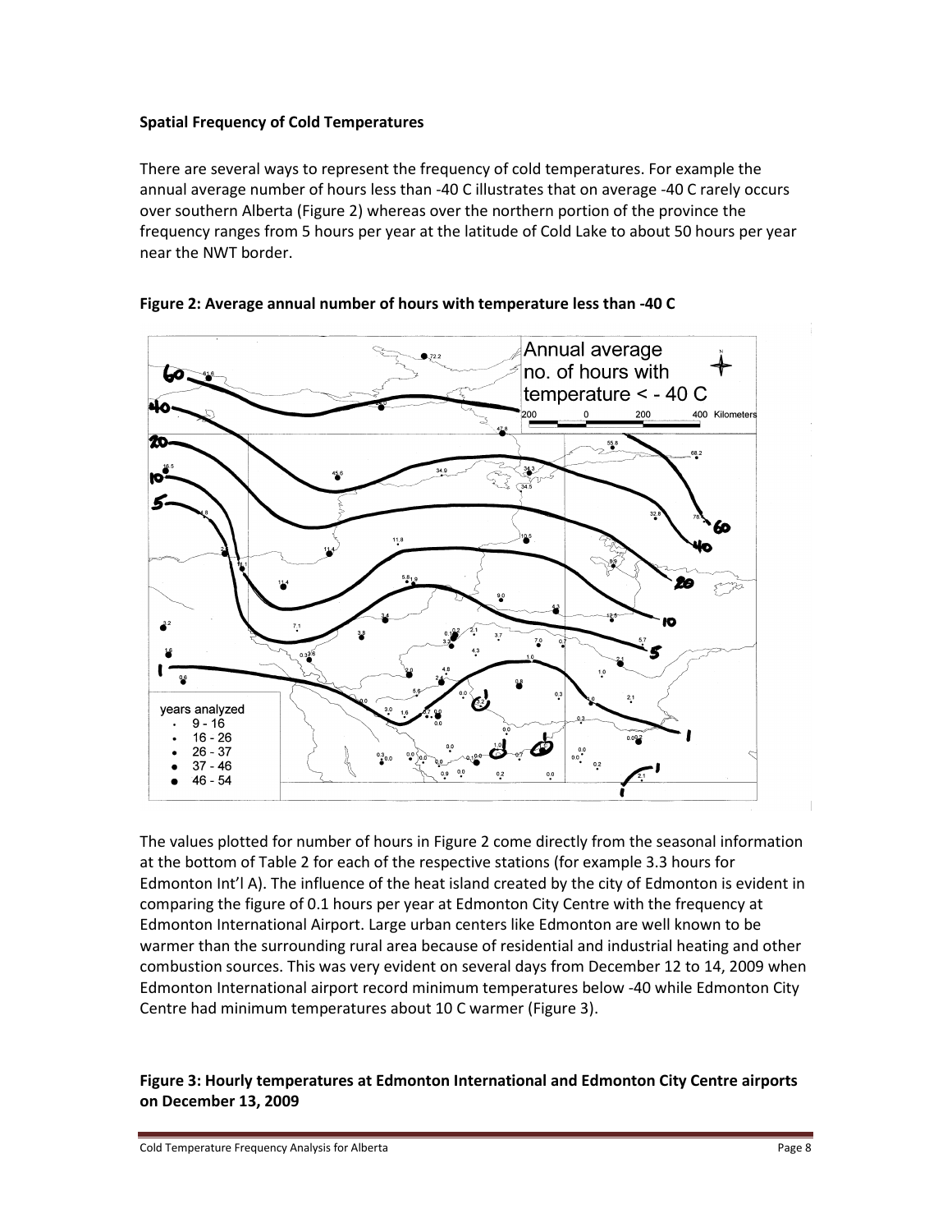**Spatial Frequency of Cold Temperatures**

There are several ways to represent the frequency of cold temperatures. For example the annual average number of hours less than -40 C illustrates that on average -40 C rarely occurs over southern Alberta (Figure 2) whereas over the northern portion of the province the frequency ranges from 5 hours per year at the latitude of Cold Lake to about 50 hours per year near the NWT border.

**Figure 2: Average annual number of hours with temperature less than -40 C**

The values plotted for number of hours in Figure 2 come directly from the seasonal information at the bottom of Table 2 for each of the respective stations (for example 3.3 hours for Edmonton Int'l A). The influence of the heat island created by the city of Edmonton is evident in comparing the figure of 0.1 hours per year at Edmonton City Centre with the frequency at Edmonton International Airport. Large urban centers like Edmonton are well known to be warmer than the surrounding rural area because of residential and industrial heating and other combustion sources. This was very evident on several days from December 12 to 14, 2009 when Edmonton International airport record minimum temperatures below -40 while Edmonton City Centre had minimum temperatures about 10 C warmer (Figure 3).

**Figure 3: Hourly temperatures at Edmonton International and Edmonton City Centre airports on December 13, 2009**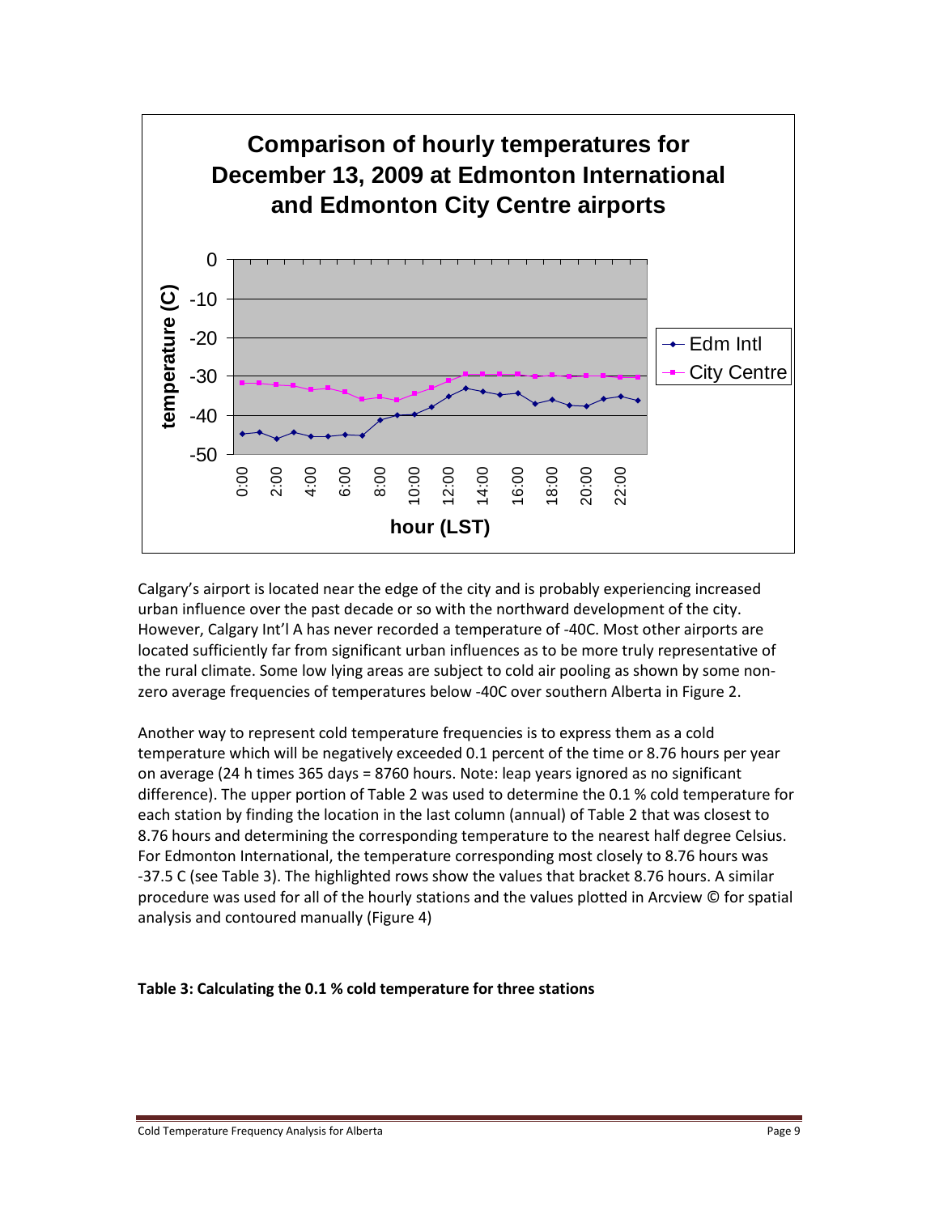**Comparison of hourly temperatures for December 13, 2009 at Edmonton International and Edmonton City Centre airports**

Calgary's airport is located near the edge of the city and is probably experiencing increased urban influence over the past decade or so with the northward development of the city. However, Calgary Int'l A has never recorded a temperature of -40C. Most other airports are located sufficiently far from significant urban influences as to be more truly representative of the rural climate. Some low lying areas are subject to cold air pooling as shown by some non-zero average frequencies of temperatures below -40C over southern Alberta in Figure 2.

Another way to represent cold temperature frequencies is to express them as a cold temperature which will be negatively exceeded 0.1 percent of the time or 8.76 hours per year on average (24 h times 365 days = 8760 hours. Note: leap years ignored as no significant difference). The upper portion of Table 2 was used to determine the 0.1 % cold temperature for each station by finding the location in the last column (annual) of Table 2 that was closest to 8.76 hours and determining the corresponding temperature to the nearest half degree Celsius. For Edmonton International, the temperature corresponding most closely to 8.76 hours was -37.5 C (see Table 3). The highlighted rows show the values that bracket 8.76 hours. A similar procedure was used for all of the hourly stations and the values plotted in Arcview © for spatial analysis and contoured manually (Figure 4)

**Table 3: Calculating the 0.1 % cold temperature for three stations**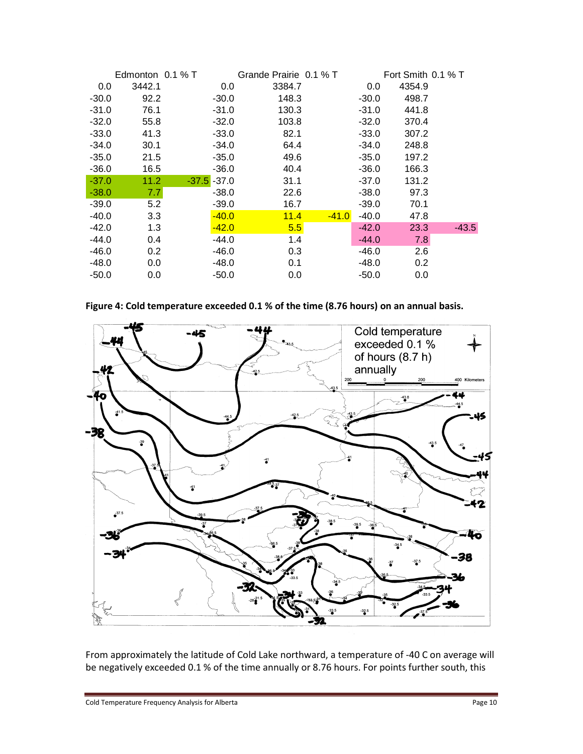| Edmonton | 0.1 % T | | | Grande Prairie | 0.1 % T | | Fort Smith | 0.1 % T | |
|---|---|---|---|---|---|---|---|---|---|
| 0.0 | 3442.1 | | 0.0 | 3384.7 | | | 0.0 | 4354.9 | |
| -30.0 | 92.2 | | -30.0 | 148.3 | | | -30.0 | 498.7 | |
| -31.0 | 76.1 | | -31.0 | 130.3 | | | -31.0 | 441.8 | |
| -32.0 | 55.8 | | -32.0 | 103.8 | | | -32.0 | 370.4 | |
| -33.0 | 41.3 | | -33.0 | 82.1 | | | -33.0 | 307.2 | |
| -34.0 | 30.1 | | -34.0 | 64.4 | | | -34.0 | 248.8 | |
| -35.0 | 21.5 | | -35.0 | 49.6 | | | -35.0 | 197.2 | |
| -36.0 | 16.5 | | -36.0 | 40.4 | | | -36.0 | 166.3 | |
| -37.0 | 11.2 | -37.5 | -37.0 | 31.1 | | | -37.0 | 131.2 | |
| -38.0 | 7.7 | | -38.0 | 22.6 | | | -38.0 | 97.3 | |
| -39.0 | 5.2 | | -39.0 | 16.7 | | | -39.0 | 70.1 | |
| -40.0 | 3.3 | | -40.0 | 11.4 | -41.0 | | -40.0 | 47.8 | |
| -42.0 | 1.3 | | -42.0 | 5.5 | | | -42.0 | 23.3 | -43.5 |
| -44.0 | 0.4 | | -44.0 | 1.4 | | | -44.0 | 7.8 | |
| -46.0 | 0.2 | | -46.0 | 0.3 | | | -46.0 | 2.6 | |
| -48.0 | 0.0 | | -48.0 | 0.1 | | | -48.0 | 0.2 | |
| -50.0 | 0.0 | | -50.0 | 0.0 | | | -50.0 | 0.0 | |

**Figure 4: Cold temperature exceeded 0.1 % of the time (8.76 hours) on an annual basis.**

From approximately the latitude of Cold Lake northward, a temperature of -40 C on average will be negatively exceeded 0.1 % of the time annually or 8.76 hours. For points further south, this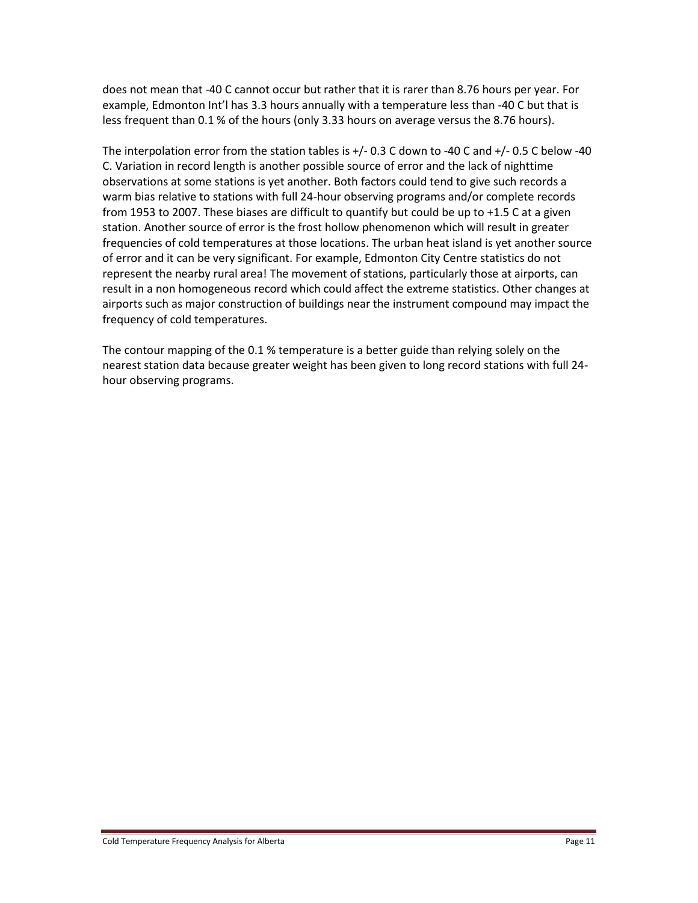does not mean that -40 C cannot occur but rather that it is rarer than 8.76 hours per year. For example, Edmonton Int'l has 3.3 hours annually with a temperature less than -40 C but that is less frequent than 0.1 % of the hours (only 3.33 hours on average versus the 8.76 hours).

The interpolation error from the station tables is +/- 0.3 C down to -40 C and +/- 0.5 C below -40 C. Variation in record length is another possible source of error and the lack of nighttime observations at some stations is yet another. Both factors could tend to give such records a warm bias relative to stations with full 24-hour observing programs and/or complete records from 1953 to 2007. These biases are difficult to quantify but could be up to +1.5 C at a given station. Another source of error is the frost hollow phenomenon which will result in greater frequencies of cold temperatures at those locations. The urban heat island is yet another source of error and it can be very significant. For example, Edmonton City Centre statistics do not represent the nearby rural area! The movement of stations, particularly those at airports, can result in a non homogeneous record which could affect the extreme statistics. Other changes at airports such as major construction of buildings near the instrument compound may impact the frequency of cold temperatures.

The contour mapping of the 0.1 % temperature is a better guide than relying solely on the nearest station data because greater weight has been given to long record stations with full 24-hour observing programs.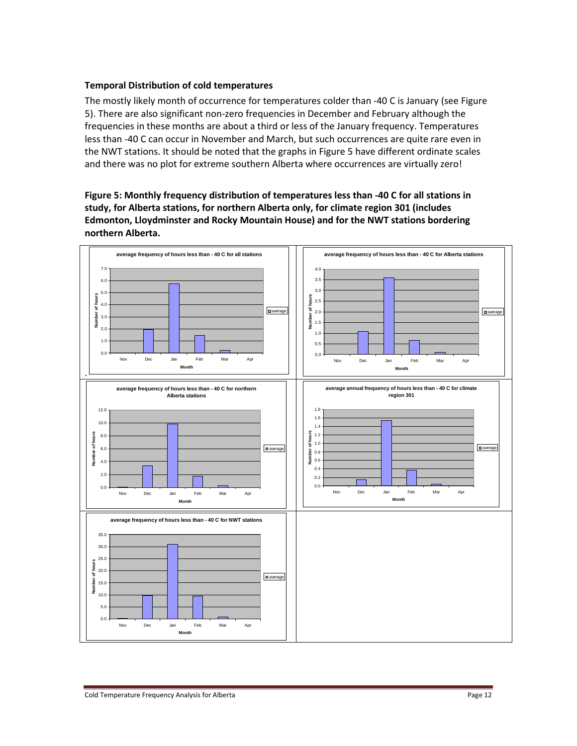### Temporal Distribution of cold temperatures

The mostly likely month of occurrence for temperatures colder than -40 C is January (see Figure 5). There are also significant non-zero frequencies in December and February although the frequencies in these months are about a third or less of the January frequency. Temperatures less than -40 C can occur in November and March, but such occurrences are quite rare even in the NWT stations. It should be noted that the graphs in Figure 5 have different ordinate scales and there was no plot for extreme southern Alberta where occurrences are virtually zero!

**Figure 5: Monthly frequency distribution of temperatures less than -40 C for all stations in study, for Alberta stations, for northern Alberta only, for climate region 301 (includes Edmonton, Lloydminster and Rocky Mountain House) and for the NWT stations bordering northern Alberta.**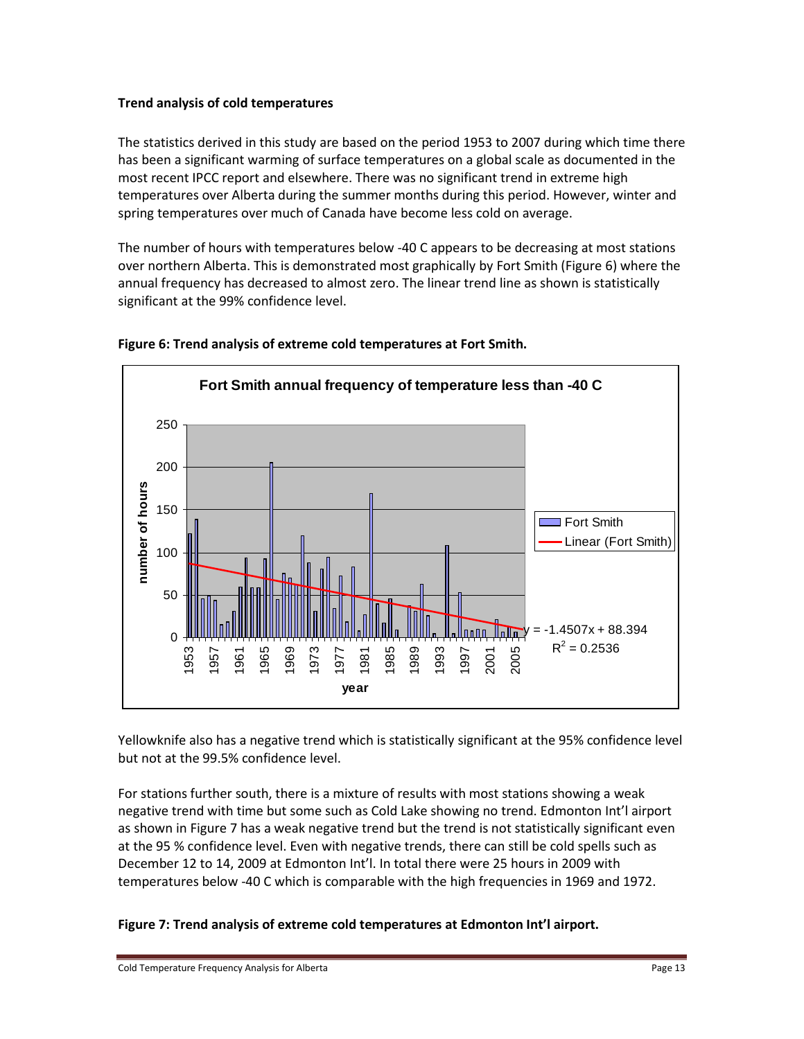**Trend analysis of cold temperatures**

The statistics derived in this study are based on the period 1953 to 2007 during which time there has been a significant warming of surface temperatures on a global scale as documented in the most recent IPCC report and elsewhere. There was no significant trend in extreme high temperatures over Alberta during the summer months during this period. However, winter and spring temperatures over much of Canada have become less cold on average.

The number of hours with temperatures below -40 C appears to be decreasing at most stations over northern Alberta. This is demonstrated most graphically by Fort Smith (Figure 6) where the annual frequency has decreased to almost zero. The linear trend line as shown is statistically significant at the 99% confidence level.

**Figure 6: Trend analysis of extreme cold temperatures at Fort Smith.**

Fort Smith annual frequency of temperature less than -40 C

$y = -1.4507x + 88.394$
$R^2 = 0.2536$

Yellowknife also has a negative trend which is statistically significant at the 95% confidence level but not at the 99.5% confidence level.

For stations further south, there is a mixture of results with most stations showing a weak negative trend with time but some such as Cold Lake showing no trend. Edmonton Int'l airport as shown in Figure 7 has a weak negative trend but the trend is not statistically significant even at the 95 % confidence level. Even with negative trends, there can still be cold spells such as December 12 to 14, 2009 at Edmonton Int'l. In total there were 25 hours in 2009 with temperatures below -40 C which is comparable with the high frequencies in 1969 and 1972.

**Figure 7: Trend analysis of extreme cold temperatures at Edmonton Int'l airport.**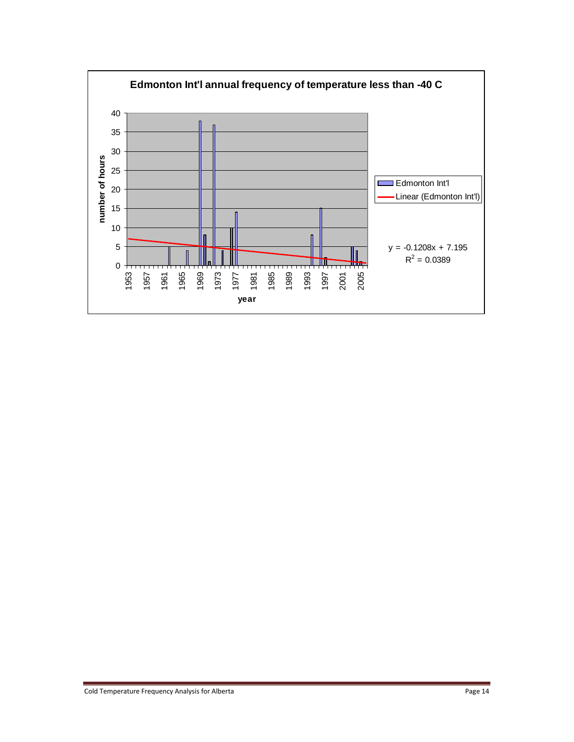**Edmonton Int'l annual frequency of temperature less than -40 C**

Legend: Edmonton Int'l; Linear (Edmonton Int'l)

$y = -0.1208x + 7.195$

$R^2 = 0.0389$

Y-axis: number of hours (0–40)

X-axis: year (1953–2005)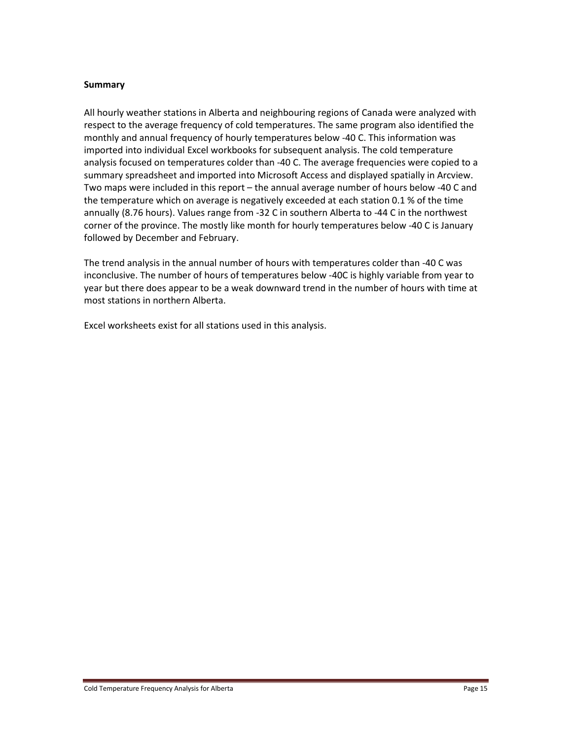## Summary

All hourly weather stations in Alberta and neighbouring regions of Canada were analyzed with respect to the average frequency of cold temperatures. The same program also identified the monthly and annual frequency of hourly temperatures below -40 C. This information was imported into individual Excel workbooks for subsequent analysis. The cold temperature analysis focused on temperatures colder than -40 C. The average frequencies were copied to a summary spreadsheet and imported into Microsoft Access and displayed spatially in Arcview. Two maps were included in this report – the annual average number of hours below -40 C and the temperature which on average is negatively exceeded at each station 0.1 % of the time annually (8.76 hours). Values range from -32 C in southern Alberta to -44 C in the northwest corner of the province. The mostly like month for hourly temperatures below -40 C is January followed by December and February.

The trend analysis in the annual number of hours with temperatures colder than -40 C was inconclusive. The number of hours of temperatures below -40C is highly variable from year to year but there does appear to be a weak downward trend in the number of hours with time at most stations in northern Alberta.

Excel worksheets exist for all stations used in this analysis.